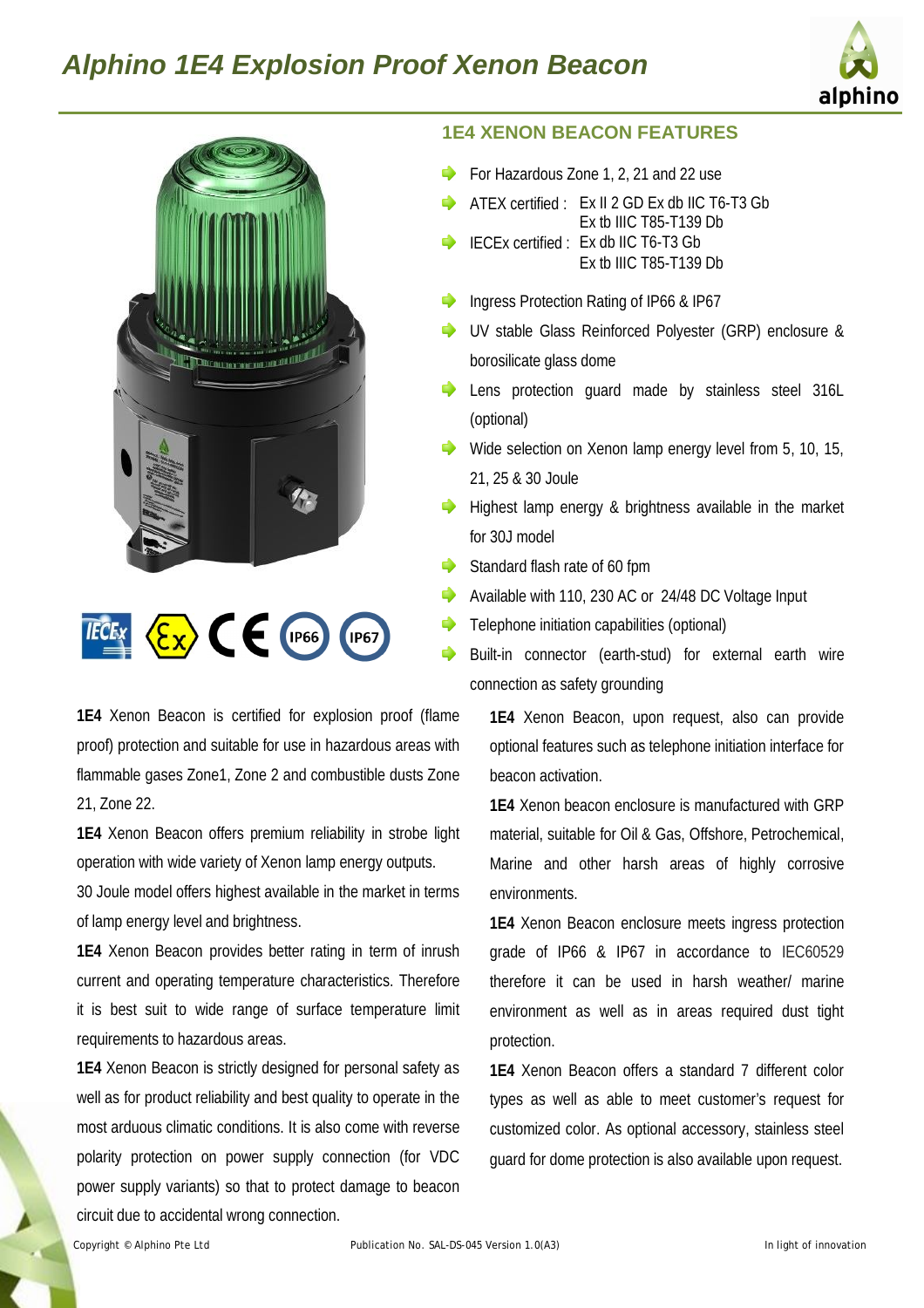# Alphino 1E4 Explosion Proof Xenon Beacon

## 1E4 XENON BEACON FEATURES

- For Hazardous Zone 1, 2, 21 and 22 use
- ATEX certified : Ex II 2 GD Ex db IIC T6-T3 Gb
  Ex tb IIIC T85-T139 Db
- IECEx certified : Ex db IIC T6-T3 Gb
  Ex tb IIIC T85-T139 Db
- Ingress Protection Rating of IP66 & IP67
- UV stable Glass Reinforced Polyester (GRP) enclosure & borosilicate glass dome
- Lens protection guard made by stainless steel 316L (optional)
- Wide selection on Xenon lamp energy level from 5, 10, 15, 21, 25 & 30 Joule
- Highest lamp energy & brightness available in the market for 30J model
- Standard flash rate of 60 fpm
- Available with 110, 230 AC or 24/48 DC Voltage Input
- Telephone initiation capabilities (optional)
- Built-in connector (earth-stud) for external earth wire connection as safety grounding

**1E4** Xenon Beacon is certified for explosion proof (flame proof) protection and suitable for use in hazardous areas with flammable gases Zone1, Zone 2 and combustible dusts Zone 21, Zone 22.

**1E4** Xenon Beacon offers premium reliability in strobe light operation with wide variety of Xenon lamp energy outputs.

30 Joule model offers highest available in the market in terms of lamp energy level and brightness.

**1E4** Xenon Beacon provides better rating in term of inrush current and operating temperature characteristics. Therefore it is best suit to wide range of surface temperature limit requirements to hazardous areas.

**1E4** Xenon Beacon is strictly designed for personal safety as well as for product reliability and best quality to operate in the most arduous climatic conditions. It is also come with reverse polarity protection on power supply connection (for VDC power supply variants) so that to protect damage to beacon circuit due to accidental wrong connection.

**1E4** Xenon Beacon, upon request, also can provide optional features such as telephone initiation interface for beacon activation.

**1E4** Xenon beacon enclosure is manufactured with GRP material, suitable for Oil & Gas, Offshore, Petrochemical, Marine and other harsh areas of highly corrosive environments.

**1E4** Xenon Beacon enclosure meets ingress protection grade of IP66 & IP67 in accordance to IEC60529 therefore it can be used in harsh weather/ marine environment as well as in areas required dust tight protection.

**1E4** Xenon Beacon offers a standard 7 different color types as well as able to meet customer's request for customized color. As optional accessory, stainless steel guard for dome protection is also available upon request.

Copyright © Alphino Pte Ltd Publication No. SAL-DS-045 Version 1.0(A3) In light of innovation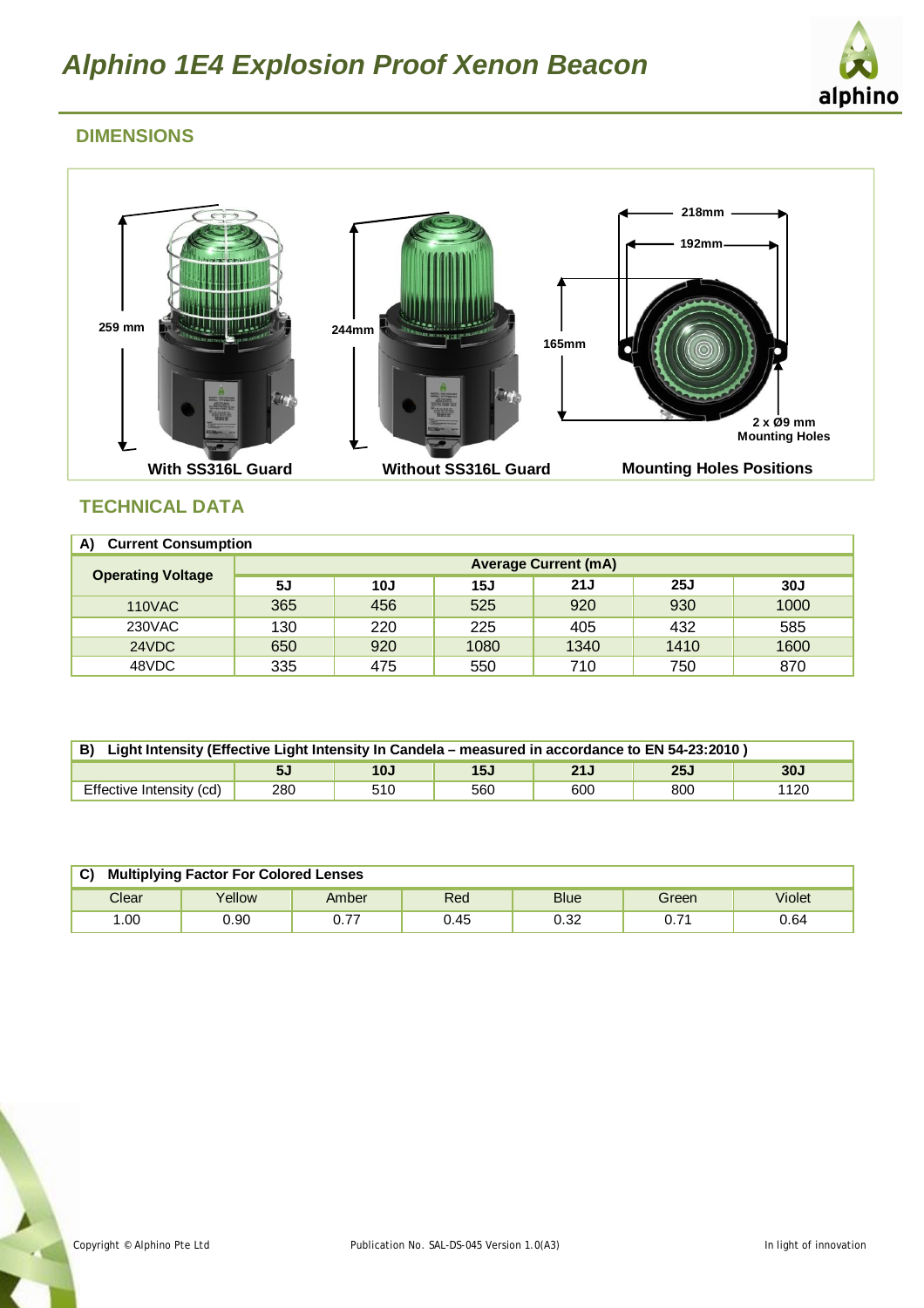# Alphino 1E4 Explosion Proof Xenon Beacon

## DIMENSIONS

259 mm

With SS316L Guard

244mm

Without SS316L Guard

218mm

192mm

165mm

2 x Ø9 mm
Mounting Holes

Mounting Holes Positions

## TECHNICAL DATA

**A) Current Consumption**

| Operating Voltage | Average Current (mA) | | | | | |
|---|---|---|---|---|---|---|
| | **5J** | **10J** | **15J** | **21J** | **25J** | **30J** |
| 110VAC | 365 | 456 | 525 | 920 | 930 | 1000 |
| 230VAC | 130 | 220 | 225 | 405 | 432 | 585 |
| 24VDC | 650 | 920 | 1080 | 1340 | 1410 | 1600 |
| 48VDC | 335 | 475 | 550 | 710 | 750 | 870 |

**B) Light Intensity (Effective Light Intensity In Candela – measured in accordance to EN 54-23:2010 )**

| | **5J** | **10J** | **15J** | **21J** | **25J** | **30J** |
|---|---|---|---|---|---|---|
| Effective Intensity (cd) | 280 | 510 | 560 | 600 | 800 | 1120 |

**C) Multiplying Factor For Colored Lenses**

| Clear | Yellow | Amber | Red | Blue | Green | Violet |
|---|---|---|---|---|---|---|
| 1.00 | 0.90 | 0.77 | 0.45 | 0.32 | 0.71 | 0.64 |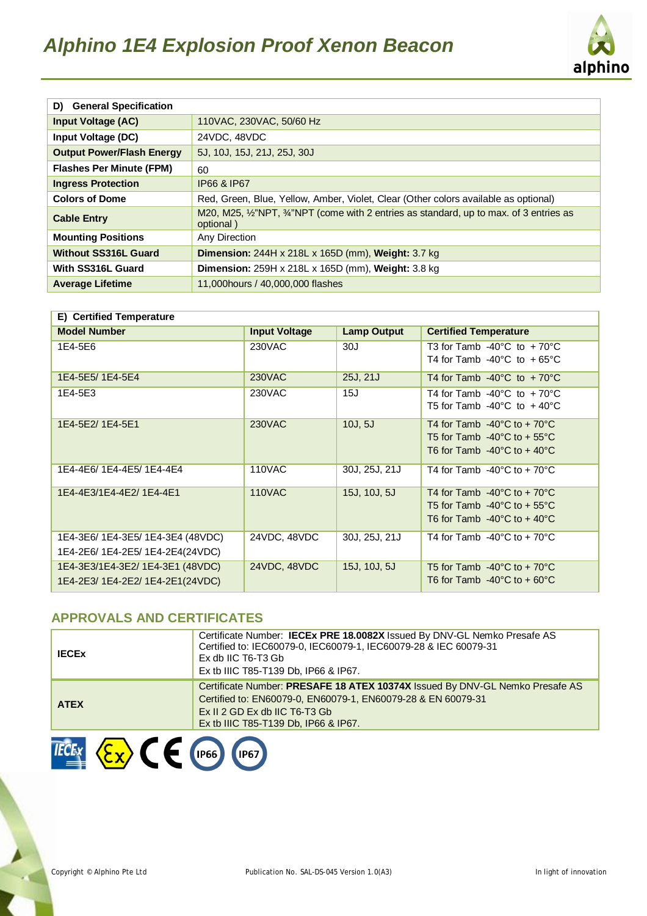# Alphino 1E4 Explosion Proof Xenon Beacon

| D) General Specification | |
|---|---|
| **Input Voltage (AC)** | 110VAC, 230VAC, 50/60 Hz |
| **Input Voltage (DC)** | 24VDC, 48VDC |
| **Output Power/Flash Energy** | 5J, 10J, 15J, 21J, 25J, 30J |
| **Flashes Per Minute (FPM)** | 60 |
| **Ingress Protection** | IP66 & IP67 |
| **Colors of Dome** | Red, Green, Blue, Yellow, Amber, Violet, Clear (Other colors available as optional) |
| **Cable Entry** | M20, M25, ½"NPT, ¾"NPT (come with 2 entries as standard, up to max. of 3 entries as optional ) |
| **Mounting Positions** | Any Direction |
| **Without SS316L Guard** | **Dimension:** 244H x 218L x 165D (mm), **Weight:** 3.7 kg |
| **With SS316L Guard** | **Dimension:** 259H x 218L x 165D (mm), **Weight:** 3.8 kg |
| **Average Lifetime** | 11,000hours / 40,000,000 flashes |

**E) Certified Temperature**

| Model Number | Input Voltage | Lamp Output | Certified Temperature |
|---|---|---|---|
| 1E4-5E6 | 230VAC | 30J | T3 for Tamb -40°C to + 70°C<br>T4 for Tamb -40°C to + 65°C |
| 1E4-5E5/ 1E4-5E4 | 230VAC | 25J, 21J | T4 for Tamb -40°C to + 70°C |
| 1E4-5E3 | 230VAC | 15J | T4 for Tamb -40°C to + 70°C<br>T5 for Tamb -40°C to + 40°C |
| 1E4-5E2/ 1E4-5E1 | 230VAC | 10J, 5J | T4 for Tamb -40°C to + 70°C<br>T5 for Tamb -40°C to + 55°C<br>T6 for Tamb -40°C to + 40°C |
| 1E4-4E6/ 1E4-4E5/ 1E4-4E4 | 110VAC | 30J, 25J, 21J | T4 for Tamb -40°C to + 70°C |
| 1E4-4E3/1E4-4E2/ 1E4-4E1 | 110VAC | 15J, 10J, 5J | T4 for Tamb -40°C to + 70°C<br>T5 for Tamb -40°C to + 55°C<br>T6 for Tamb -40°C to + 40°C |
| 1E4-3E6/ 1E4-3E5/ 1E4-3E4 (48VDC)<br>1E4-2E6/ 1E4-2E5/ 1E4-2E4(24VDC) | 24VDC, 48VDC | 30J, 25J, 21J | T4 for Tamb -40°C to + 70°C |
| 1E4-3E3/1E4-3E2/ 1E4-3E1 (48VDC)<br>1E4-2E3/ 1E4-2E2/ 1E4-2E1(24VDC) | 24VDC, 48VDC | 15J, 10J, 5J | T5 for Tamb -40°C to + 70°C<br>T6 for Tamb -40°C to + 60°C |

## APPROVALS AND CERTIFICATES

| | |
|---|---|
| **IECEx** | Certificate Number: **IECEx PRE 18.0082X** Issued By DNV-GL Nemko Presafe AS<br>Certified to: IEC60079-0, IEC60079-1, IEC60079-28 & IEC 60079-31<br>Ex db IIC T6-T3 Gb<br>Ex tb IIIC T85-T139 Db, IP66 & IP67. |
| **ATEX** | Certificate Number: **PRESAFE 18 ATEX 10374X** Issued By DNV-GL Nemko Presafe AS<br>Certified to: EN60079-0, EN60079-1, EN60079-28 & EN 60079-31<br>Ex II 2 GD Ex db IIC T6-T3 Gb<br>Ex tb IIIC T85-T139 Db, IP66 & IP67. |

Copyright © Alphino Pte Ltd    Publication No. SAL-DS-045 Version 1.0(A3)    In light of innovation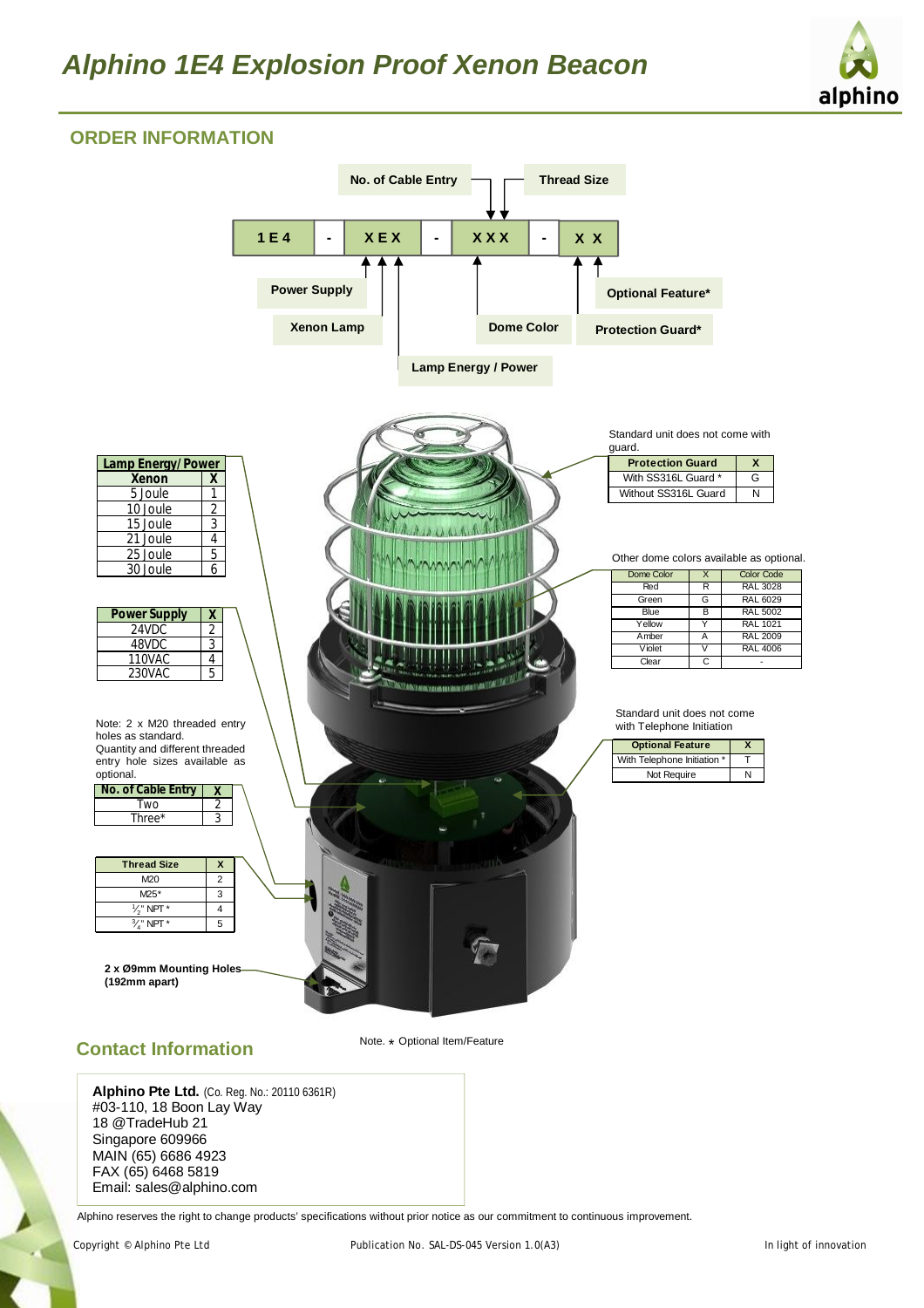# Alphino 1E4 Explosion Proof Xenon Beacon

## ORDER INFORMATION

| 1E4 | - | XEX | - | XXX | - | XX |
|---|---|---|---|---|---|---|

No. of Cable Entry

Thread Size

Power Supply

Xenon Lamp

Lamp Energy / Power

Dome Color

Optional Feature*

Protection Guard*

| Lamp Energy/ Power | |
|---|---|
| **Xenon** | **X** |
| 5 Joule | 1 |
| 10 Joule | 2 |
| 15 Joule | 3 |
| 21 Joule | 4 |
| 25 Joule | 5 |
| 30 Joule | 6 |

| Power Supply | X |
|---|---|
| 24VDC | 2 |
| 48VDC | 3 |
| 110VAC | 4 |
| 230VAC | 5 |

Note: 2 x M20 threaded entry holes as standard. Quantity and different threaded entry hole sizes available as optional.

| No. of Cable Entry | X |
|---|---|
| Two | 2 |
| Three* | 3 |

| Thread Size | X |
|---|---|
| M20 | 2 |
| M25* | 3 |
| ½" NPT * | 4 |
| ¾" NPT * | 5 |

**2 x Ø9mm Mounting Holes (192mm apart)**

Standard unit does not come with guard.

| Protection Guard | X |
|---|---|
| With SS316L Guard * | G |
| Without SS316L Guard | N |

Other dome colors available as optional.

| Dome Color | X | Color Code |
|---|---|---|
| Red | R | RAL 3028 |
| Green | G | RAL 6029 |
| Blue | B | RAL 5002 |
| Yellow | Y | RAL 1021 |
| Amber | A | RAL 2009 |
| Violet | V | RAL 4006 |
| Clear | C | - |

Standard unit does not come with Telephone Initiation

| Optional Feature | X |
|---|---|
| With Telephone Initiation * | T |
| Not Require | N |

Note. * Optional Item/Feature

## Contact Information

**Alphino Pte Ltd.** (Co. Reg. No.: 20110 6361R)
#03-110, 18 Boon Lay Way
18 @TradeHub 21
Singapore 609966
MAIN (65) 6686 4923
FAX (65) 6468 5819
Email: sales@alphino.com

Alphino reserves the right to change products' specifications without prior notice as our commitment to continuous improvement.

Copyright © Alphino Pte Ltd    Publication No. SAL-DS-045 Version 1.0(A3)    In light of innovation